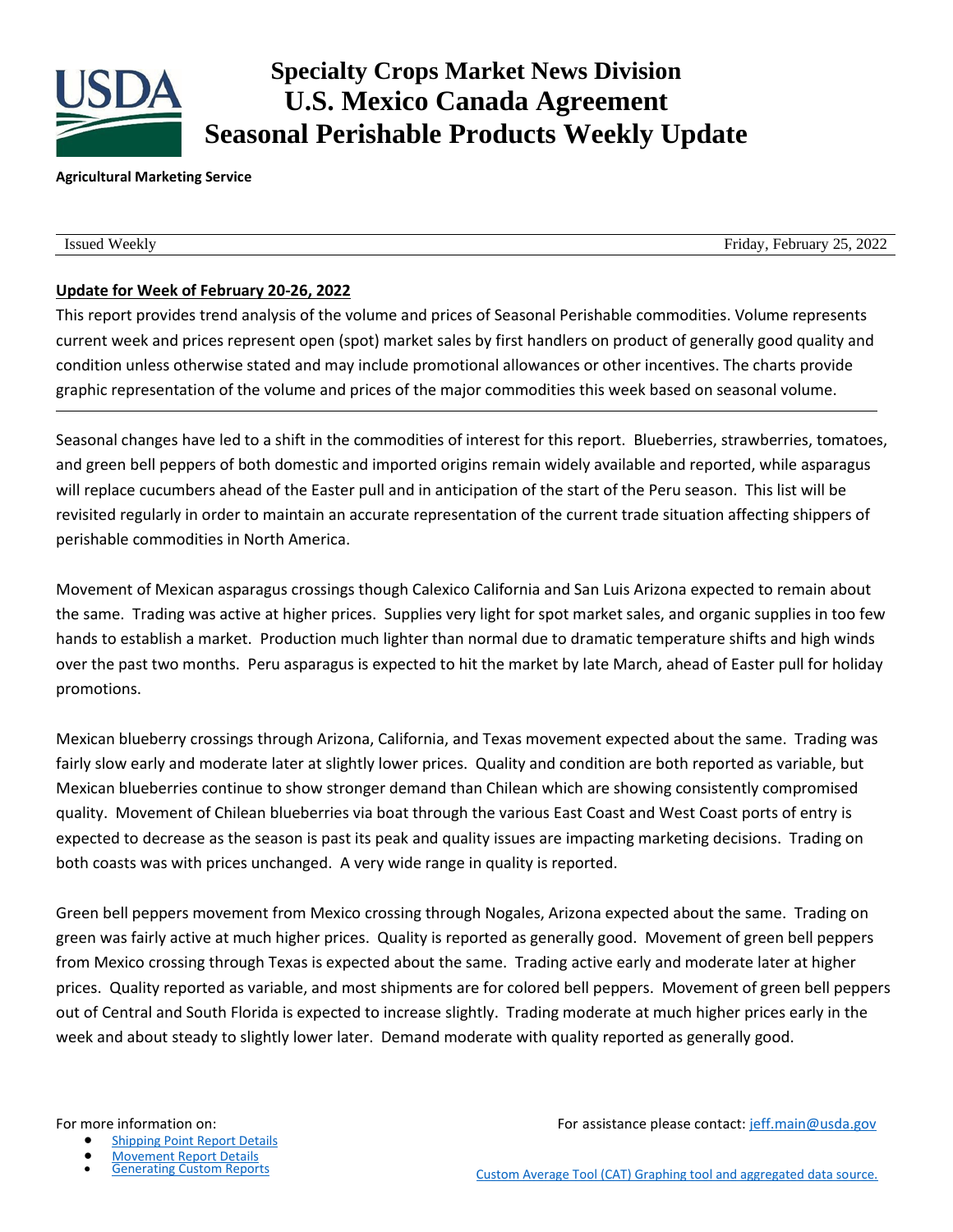# Specialty Crops Market News Division
# U.S. Mexico Canada Agreement
# Seasonal Perishable Products Weekly Update

**Agricultural Marketing Service**

Issued Weekly | Friday, February 25, 2022

**Update for Week of February 20-26, 2022**

This report provides trend analysis of the volume and prices of Seasonal Perishable commodities. Volume represents current week and prices represent open (spot) market sales by first handlers on product of generally good quality and condition unless otherwise stated and may include promotional allowances or other incentives. The charts provide graphic representation of the volume and prices of the major commodities this week based on seasonal volume.

---

Seasonal changes have led to a shift in the commodities of interest for this report. Blueberries, strawberries, tomatoes, and green bell peppers of both domestic and imported origins remain widely available and reported, while asparagus will replace cucumbers ahead of the Easter pull and in anticipation of the start of the Peru season. This list will be revisited regularly in order to maintain an accurate representation of the current trade situation affecting shippers of perishable commodities in North America.

Movement of Mexican asparagus crossings though Calexico California and San Luis Arizona expected to remain about the same. Trading was active at higher prices. Supplies very light for spot market sales, and organic supplies in too few hands to establish a market. Production much lighter than normal due to dramatic temperature shifts and high winds over the past two months. Peru asparagus is expected to hit the market by late March, ahead of Easter pull for holiday promotions.

Mexican blueberry crossings through Arizona, California, and Texas movement expected about the same. Trading was fairly slow early and moderate later at slightly lower prices. Quality and condition are both reported as variable, but Mexican blueberries continue to show stronger demand than Chilean which are showing consistently compromised quality. Movement of Chilean blueberries via boat through the various East Coast and West Coast ports of entry is expected to decrease as the season is past its peak and quality issues are impacting marketing decisions. Trading on both coasts was with prices unchanged. A very wide range in quality is reported.

Green bell peppers movement from Mexico crossing through Nogales, Arizona expected about the same. Trading on green was fairly active at much higher prices. Quality is reported as generally good. Movement of green bell peppers from Mexico crossing through Texas is expected about the same. Trading active early and moderate later at higher prices. Quality reported as variable, and most shipments are for colored bell peppers. Movement of green bell peppers out of Central and South Florida is expected to increase slightly. Trading moderate at much higher prices early in the week and about steady to slightly lower later. Demand moderate with quality reported as generally good.

For more information on:

- [Shipping Point Report Details]
- [Movement Report Details]
- [Generating Custom Reports]

For assistance please contact: jeff.main@usda.gov

[Custom Average Tool (CAT) Graphing tool and aggregated data source.]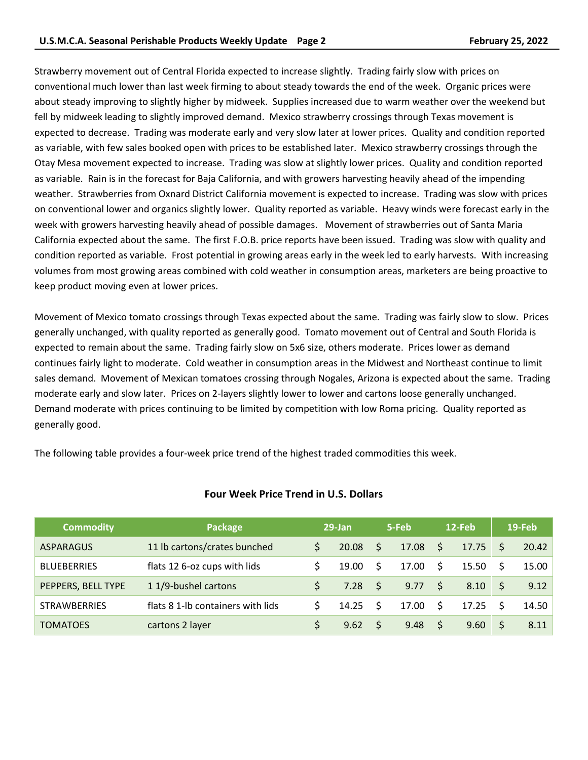Strawberry movement out of Central Florida expected to increase slightly. Trading fairly slow with prices on conventional much lower than last week firming to about steady towards the end of the week. Organic prices were about steady improving to slightly higher by midweek. Supplies increased due to warm weather over the weekend but fell by midweek leading to slightly improved demand. Mexico strawberry crossings through Texas movement is expected to decrease. Trading was moderate early and very slow later at lower prices. Quality and condition reported as variable, with few sales booked open with prices to be established later. Mexico strawberry crossings through the Otay Mesa movement expected to increase. Trading was slow at slightly lower prices. Quality and condition reported as variable. Rain is in the forecast for Baja California, and with growers harvesting heavily ahead of the impending weather. Strawberries from Oxnard District California movement is expected to increase. Trading was slow with prices on conventional lower and organics slightly lower. Quality reported as variable. Heavy winds were forecast early in the week with growers harvesting heavily ahead of possible damages. Movement of strawberries out of Santa Maria California expected about the same. The first F.O.B. price reports have been issued. Trading was slow with quality and condition reported as variable. Frost potential in growing areas early in the week led to early harvests. With increasing volumes from most growing areas combined with cold weather in consumption areas, marketers are being proactive to keep product moving even at lower prices.

Movement of Mexico tomato crossings through Texas expected about the same. Trading was fairly slow to slow. Prices generally unchanged, with quality reported as generally good. Tomato movement out of Central and South Florida is expected to remain about the same. Trading fairly slow on 5x6 size, others moderate. Prices lower as demand continues fairly light to moderate. Cold weather in consumption areas in the Midwest and Northeast continue to limit sales demand. Movement of Mexican tomatoes crossing through Nogales, Arizona is expected about the same. Trading moderate early and slow later. Prices on 2-layers slightly lower to lower and cartons loose generally unchanged. Demand moderate with prices continuing to be limited by competition with low Roma pricing. Quality reported as generally good.

The following table provides a four-week price trend of the highest traded commodities this week.

**Four Week Price Trend in U.S. Dollars**

| Commodity | Package | 29-Jan | 5-Feb | 12-Feb | 19-Feb |
|---|---|---|---|---|---|
| ASPARAGUS | 11 lb cartons/crates bunched | $ 20.08 | $ 17.08 | $ 17.75 | $ 20.42 |
| BLUEBERRIES | flats 12 6-oz cups with lids | $ 19.00 | $ 17.00 | $ 15.50 | $ 15.00 |
| PEPPERS, BELL TYPE | 1 1/9-bushel cartons | $ 7.28 | $ 9.77 | $ 8.10 | $ 9.12 |
| STRAWBERRIES | flats 8 1-lb containers with lids | $ 14.25 | $ 17.00 | $ 17.25 | $ 14.50 |
| TOMATOES | cartons 2 layer | $ 9.62 | $ 9.48 | $ 9.60 | $ 8.11 |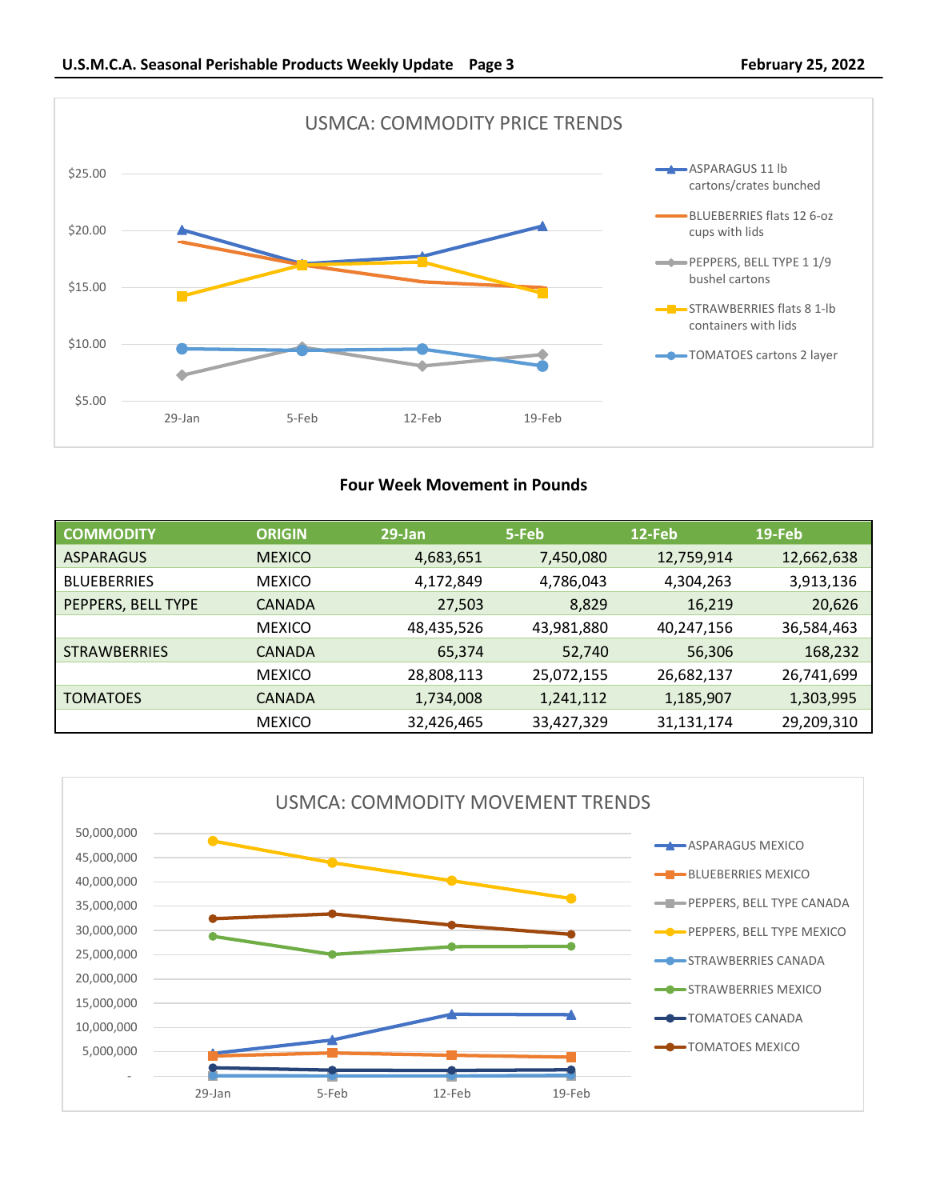USMCA: COMMODITY PRICE TRENDS

## Four Week Movement in Pounds

| COMMODITY | ORIGIN | 29-Jan | 5-Feb | 12-Feb | 19-Feb |
|---|---|---|---|---|---|
| ASPARAGUS | MEXICO | 4,683,651 | 7,450,080 | 12,759,914 | 12,662,638 |
| BLUEBERRIES | MEXICO | 4,172,849 | 4,786,043 | 4,304,263 | 3,913,136 |
| PEPPERS, BELL TYPE | CANADA | 27,503 | 8,829 | 16,219 | 20,626 |
| | MEXICO | 48,435,526 | 43,981,880 | 40,247,156 | 36,584,463 |
| STRAWBERRIES | CANADA | 65,374 | 52,740 | 56,306 | 168,232 |
| | MEXICO | 28,808,113 | 25,072,155 | 26,682,137 | 26,741,699 |
| TOMATOES | CANADA | 1,734,008 | 1,241,112 | 1,185,907 | 1,303,995 |
| | MEXICO | 32,426,465 | 33,427,329 | 31,131,174 | 29,209,310 |

USMCA: COMMODITY MOVEMENT TRENDS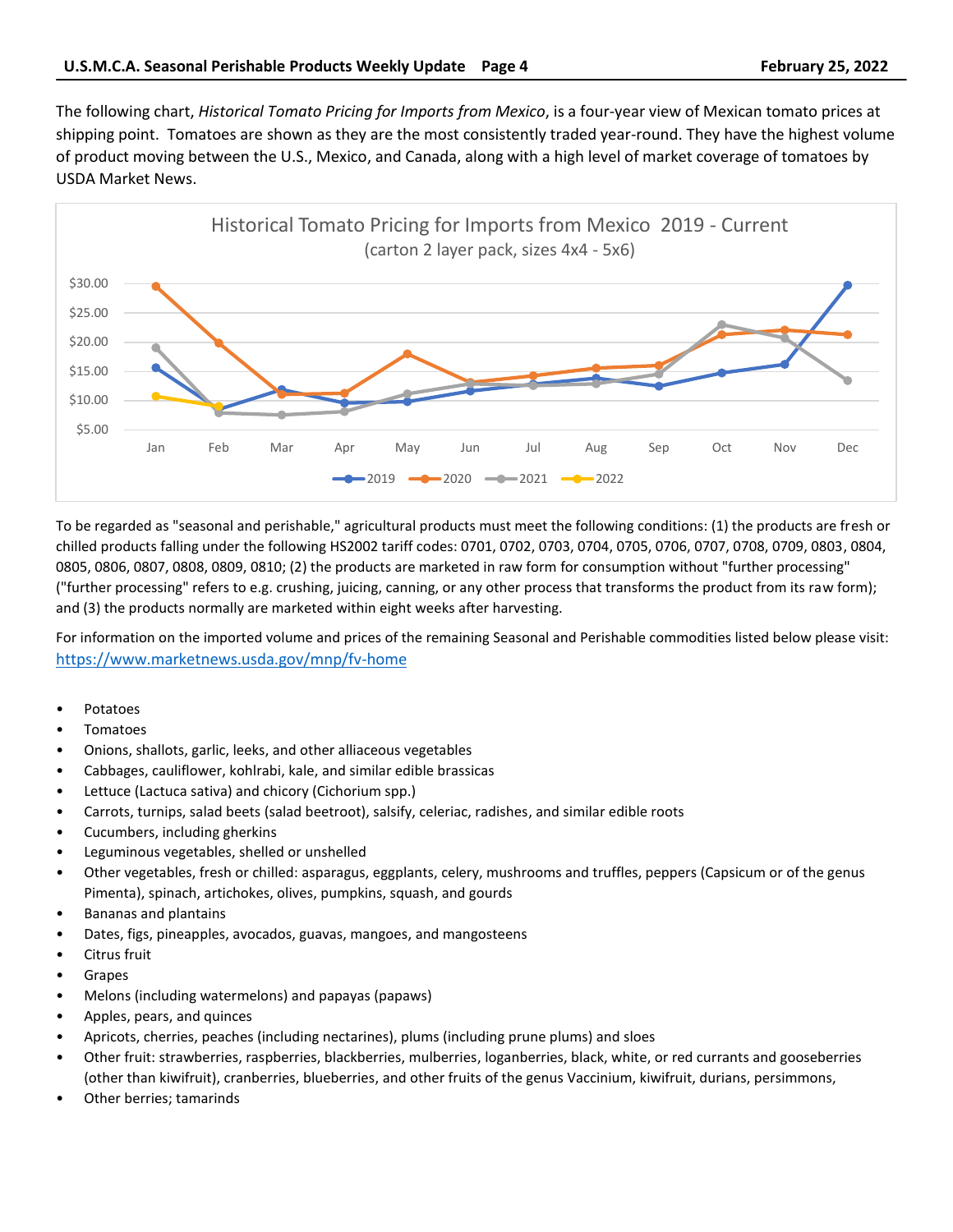The following chart, *Historical Tomato Pricing for Imports from Mexico*, is a four-year view of Mexican tomato prices at shipping point. Tomatoes are shown as they are the most consistently traded year-round. They have the highest volume of product moving between the U.S., Mexico, and Canada, along with a high level of market coverage of tomatoes by USDA Market News.

Historical Tomato Pricing for Imports from Mexico 2019 - Current
(carton 2 layer pack, sizes 4x4 - 5x6)

$30.00
$25.00
$20.00
$15.00
$10.00
$5.00

Jan Feb Mar Apr May Jun Jul Aug Sep Oct Nov Dec

2019 2020 2021 2022

To be regarded as "seasonal and perishable," agricultural products must meet the following conditions: (1) the products are fresh or chilled products falling under the following HS2002 tariff codes: 0701, 0702, 0703, 0704, 0705, 0706, 0707, 0708, 0709, 0803, 0804, 0805, 0806, 0807, 0808, 0809, 0810; (2) the products are marketed in raw form for consumption without "further processing" ("further processing" refers to e.g. crushing, juicing, canning, or any other process that transforms the product from its raw form); and (3) the products normally are marketed within eight weeks after harvesting.

For information on the imported volume and prices of the remaining Seasonal and Perishable commodities listed below please visit: [https://www.marketnews.usda.gov/mnp/fv-home](https://www.marketnews.usda.gov/mnp/fv-home)

- Potatoes
- Tomatoes
- Onions, shallots, garlic, leeks, and other alliaceous vegetables
- Cabbages, cauliflower, kohlrabi, kale, and similar edible brassicas
- Lettuce (Lactuca sativa) and chicory (Cichorium spp.)
- Carrots, turnips, salad beets (salad beetroot), salsify, celeriac, radishes, and similar edible roots
- Cucumbers, including gherkins
- Leguminous vegetables, shelled or unshelled
- Other vegetables, fresh or chilled: asparagus, eggplants, celery, mushrooms and truffles, peppers (Capsicum or of the genus Pimenta), spinach, artichokes, olives, pumpkins, squash, and gourds
- Bananas and plantains
- Dates, figs, pineapples, avocados, guavas, mangoes, and mangosteens
- Citrus fruit
- Grapes
- Melons (including watermelons) and papayas (papaws)
- Apples, pears, and quinces
- Apricots, cherries, peaches (including nectarines), plums (including prune plums) and sloes
- Other fruit: strawberries, raspberries, blackberries, mulberries, loganberries, black, white, or red currants and gooseberries (other than kiwifruit), cranberries, blueberries, and other fruits of the genus Vaccinium, kiwifruit, durians, persimmons,
- Other berries; tamarinds